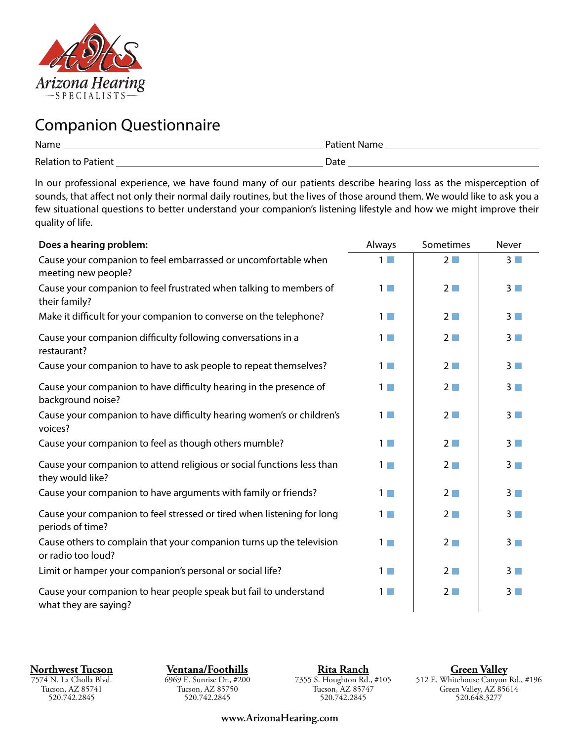Arizona Hearing SPECIALISTS

# Companion Questionnaire

Name ______________________________ Patient Name ______________________________

Relation to Patient ______________________________ Date ______________________________

In our professional experience, we have found many of our patients describe hearing loss as the misperception of sounds, that affect not only their normal daily routines, but the lives of those around them. We would like to ask you a few situational questions to better understand your companion's listening lifestyle and how we might improve their quality of life.

| Does a hearing problem: | Always | Sometimes | Never |
|---|---|---|---|
| Cause your companion to feel embarrassed or uncomfortable when meeting new people? | 1 ☐ | 2 ☐ | 3 ☐ |
| Cause your companion to feel frustrated when talking to members of their family? | 1 ☐ | 2 ☐ | 3 ☐ |
| Make it difficult for your companion to converse on the telephone? | 1 ☐ | 2 ☐ | 3 ☐ |
| Cause your companion difficulty following conversations in a restaurant? | 1 ☐ | 2 ☐ | 3 ☐ |
| Cause your companion to have to ask people to repeat themselves? | 1 ☐ | 2 ☐ | 3 ☐ |
| Cause your companion to have difficulty hearing in the presence of background noise? | 1 ☐ | 2 ☐ | 3 ☐ |
| Cause your companion to have difficulty hearing women's or children's voices? | 1 ☐ | 2 ☐ | 3 ☐ |
| Cause your companion to feel as though others mumble? | 1 ☐ | 2 ☐ | 3 ☐ |
| Cause your companion to attend religious or social functions less than they would like? | 1 ☐ | 2 ☐ | 3 ☐ |
| Cause your companion to have arguments with family or friends? | 1 ☐ | 2 ☐ | 3 ☐ |
| Cause your companion to feel stressed or tired when listening for long periods of time? | 1 ☐ | 2 ☐ | 3 ☐ |
| Cause others to complain that your companion turns up the television or radio too loud? | 1 ☐ | 2 ☐ | 3 ☐ |
| Limit or hamper your companion's personal or social life? | 1 ☐ | 2 ☐ | 3 ☐ |
| Cause your companion to hear people speak but fail to understand what they are saying? | 1 ☐ | 2 ☐ | 3 ☐ |

**Northwest Tucson**
7574 N. La Cholla Blvd.
Tucson, AZ 85741
520.742.2845

**Ventana/Foothills**
6969 E. Sunrise Dr., #200
Tucson, AZ 85750
520.742.2845

**Rita Ranch**
7355 S. Houghton Rd., #105
Tucson, AZ 85747
520.742.2845

**Green Valley**
512 E. Whitehouse Canyon Rd., #196
Green Valley, AZ 85614
520.648.3277

**www.ArizonaHearing.com**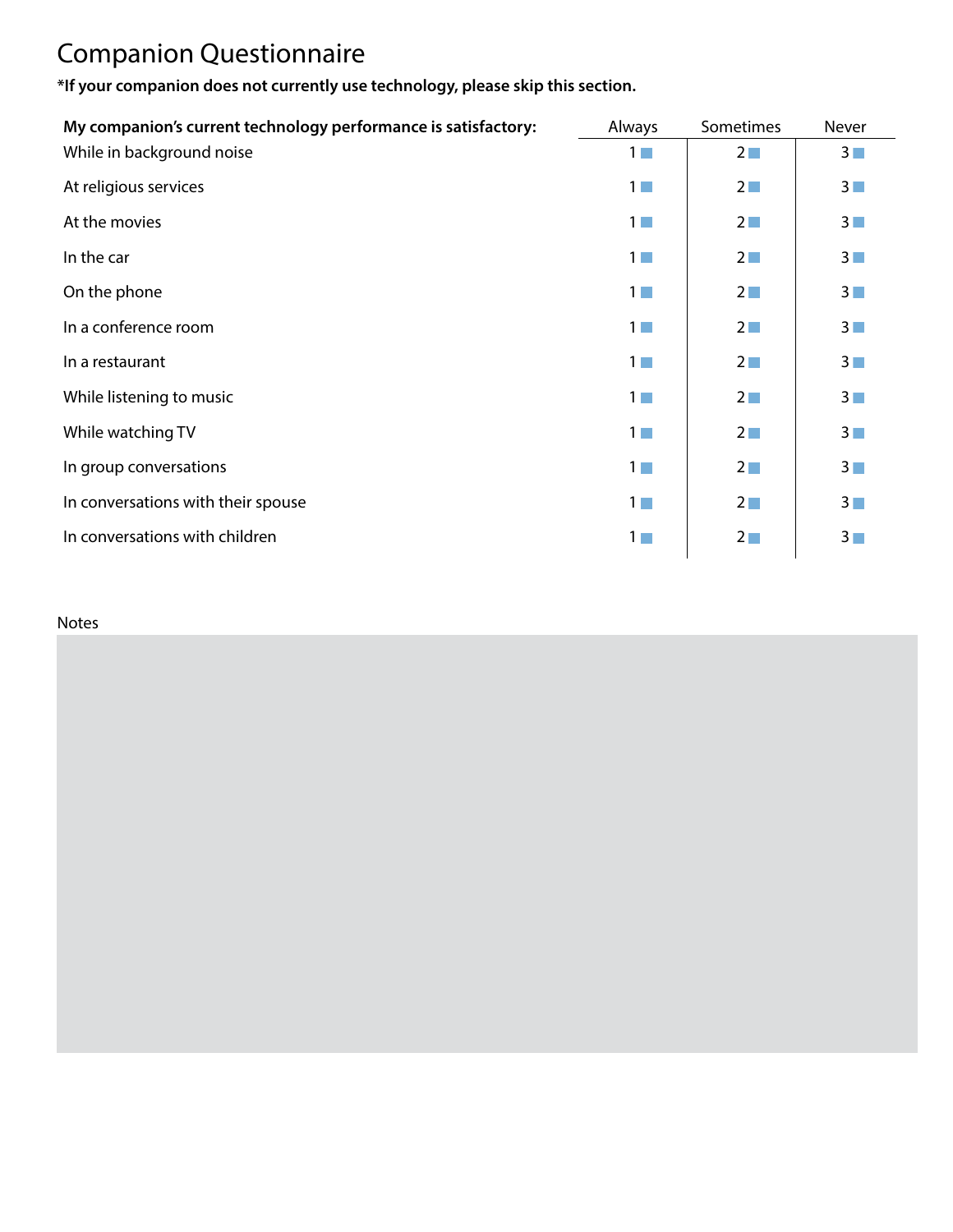# Companion Questionnaire

**\*If your companion does not currently use technology, please skip this section.**

| **My companion's current technology performance is satisfactory:** | Always | Sometimes | Never |
|---|---|---|---|
| While in background noise | 1 | 2 | 3 |
| At religious services | 1 | 2 | 3 |
| At the movies | 1 | 2 | 3 |
| In the car | 1 | 2 | 3 |
| On the phone | 1 | 2 | 3 |
| In a conference room | 1 | 2 | 3 |
| In a restaurant | 1 | 2 | 3 |
| While listening to music | 1 | 2 | 3 |
| While watching TV | 1 | 2 | 3 |
| In group conversations | 1 | 2 | 3 |
| In conversations with their spouse | 1 | 2 | 3 |
| In conversations with children | 1 | 2 | 3 |

Notes